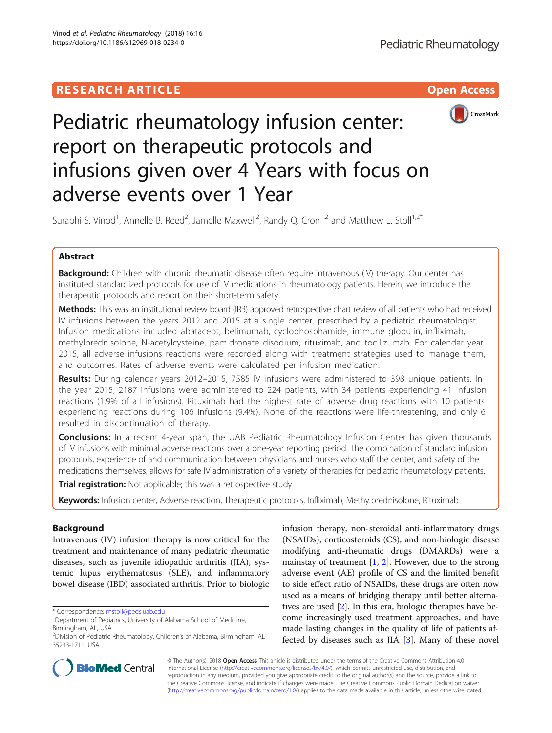RESEARCH ARTICLE

Open Access

# Pediatric rheumatology infusion center: report on therapeutic protocols and infusions given over 4 Years with focus on adverse events over 1 Year

Surabhi S. Vinod[1], Annelle B. Reed[2], Jamelle Maxwell[2], Randy Q. Cron[1,2] and Matthew L. Stoll[1,2*]

## Abstract

**Background:** Children with chronic rheumatic disease often require intravenous (IV) therapy. Our center has instituted standardized protocols for use of IV medications in rheumatology patients. Herein, we introduce the therapeutic protocols and report on their short-term safety.

**Methods:** This was an institutional review board (IRB) approved retrospective chart review of all patients who had received IV infusions between the years 2012 and 2015 at a single center, prescribed by a pediatric rheumatologist. Infusion medications included abatacept, belimumab, cyclophosphamide, immune globulin, infliximab, methylprednisolone, N-acetylcysteine, pamidronate disodium, rituximab, and tocilizumab. For calendar year 2015, all adverse infusions reactions were recorded along with treatment strategies used to manage them, and outcomes. Rates of adverse events were calculated per infusion medication.

**Results:** During calendar years 2012–2015, 7585 IV infusions were administered to 398 unique patients. In the year 2015, 2187 infusions were administered to 224 patients, with 34 patients experiencing 41 infusion reactions (1.9% of all infusions). Rituximab had the highest rate of adverse drug reactions with 10 patients experiencing reactions during 106 infusions (9.4%). None of the reactions were life-threatening, and only 6 resulted in discontinuation of therapy.

**Conclusions:** In a recent 4-year span, the UAB Pediatric Rheumatology Infusion Center has given thousands of IV infusions with minimal adverse reactions over a one-year reporting period. The combination of standard infusion protocols, experience of and communication between physicians and nurses who staff the center, and safety of the medications themselves, allows for safe IV administration of a variety of therapies for pediatric rheumatology patients.

**Trial registration:** Not applicable; this was a retrospective study.

**Keywords:** Infusion center, Adverse reaction, Therapeutic protocols, Infliximab, Methylprednisolone, Rituximab

## Background

Intravenous (IV) infusion therapy is now critical for the treatment and maintenance of many pediatric rheumatic diseases, such as juvenile idiopathic arthritis (JIA), systemic lupus erythematosus (SLE), and inflammatory bowel disease (IBD) associated arthritis. Prior to biologic infusion therapy, non-steroidal anti-inflammatory drugs (NSAIDs), corticosteroids (CS), and non-biologic disease modifying anti-rheumatic drugs (DMARDs) were a mainstay of treatment [1, 2]. However, due to the strong adverse event (AE) profile of CS and the limited benefit to side effect ratio of NSAIDs, these drugs are often now used as a means of bridging therapy until better alternatives are used [2]. In this era, biologic therapies have become increasingly used treatment approaches, and have made lasting changes in the quality of life of patients affected by diseases such as JIA [3]. Many of these novel

* Correspondence: mstoll@peds.uab.edu

[1]Department of Pediatrics, University of Alabama School of Medicine, Birmingham, AL, USA

[2]Division of Pediatric Rheumatology, Children's of Alabama, Birmingham, AL 35233-1711, USA

© The Author(s). 2018 **Open Access** This article is distributed under the terms of the Creative Commons Attribution 4.0 International License (http://creativecommons.org/licenses/by/4.0/), which permits unrestricted use, distribution, and reproduction in any medium, provided you give appropriate credit to the original author(s) and the source, provide a link to the Creative Commons license, and indicate if changes were made. The Creative Commons Public Domain Dedication waiver (http://creativecommons.org/publicdomain/zero/1.0/) applies to the data made available in this article, unless otherwise stated.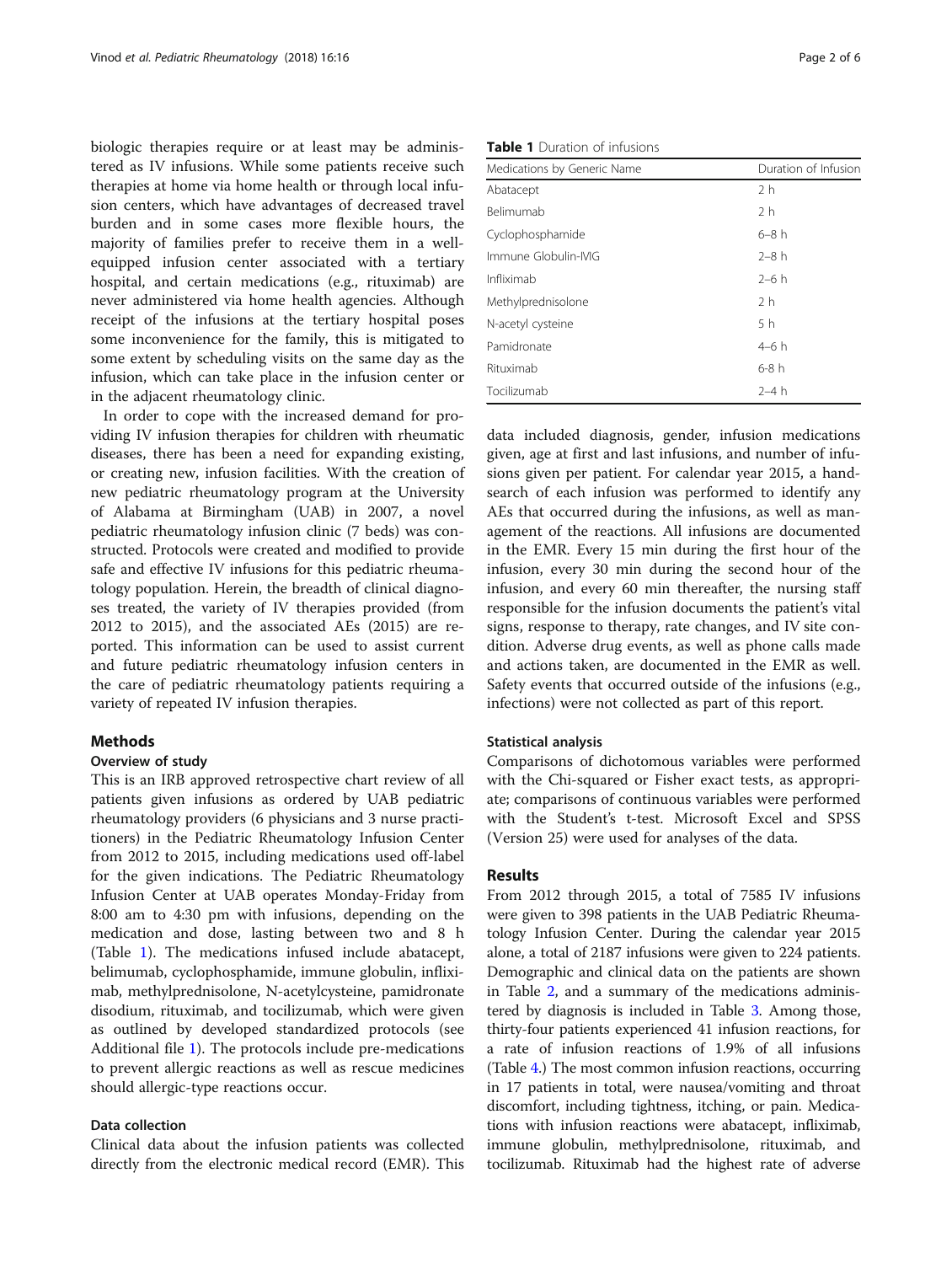biologic therapies require or at least may be administered as IV infusions. While some patients receive such therapies at home via home health or through local infusion centers, which have advantages of decreased travel burden and in some cases more flexible hours, the majority of families prefer to receive them in a well-equipped infusion center associated with a tertiary hospital, and certain medications (e.g., rituximab) are never administered via home health agencies. Although receipt of the infusions at the tertiary hospital poses some inconvenience for the family, this is mitigated to some extent by scheduling visits on the same day as the infusion, which can take place in the infusion center or in the adjacent rheumatology clinic.

In order to cope with the increased demand for providing IV infusion therapies for children with rheumatic diseases, there has been a need for expanding existing, or creating new, infusion facilities. With the creation of new pediatric rheumatology program at the University of Alabama at Birmingham (UAB) in 2007, a novel pediatric rheumatology infusion clinic (7 beds) was constructed. Protocols were created and modified to provide safe and effective IV infusions for this pediatric rheumatology population. Herein, the breadth of clinical diagnoses treated, the variety of IV therapies provided (from 2012 to 2015), and the associated AEs (2015) are reported. This information can be used to assist current and future pediatric rheumatology infusion centers in the care of pediatric rheumatology patients requiring a variety of repeated IV infusion therapies.

## Methods

### Overview of study

This is an IRB approved retrospective chart review of all patients given infusions as ordered by UAB pediatric rheumatology providers (6 physicians and 3 nurse practitioners) in the Pediatric Rheumatology Infusion Center from 2012 to 2015, including medications used off-label for the given indications. The Pediatric Rheumatology Infusion Center at UAB operates Monday-Friday from 8:00 am to 4:30 pm with infusions, depending on the medication and dose, lasting between two and 8 h (Table 1). The medications infused include abatacept, belimumab, cyclophosphamide, immune globulin, infliximab, methylprednisolone, N-acetylcysteine, pamidronate disodium, rituximab, and tocilizumab, which were given as outlined by developed standardized protocols (see Additional file 1). The protocols include pre-medications to prevent allergic reactions as well as rescue medicines should allergic-type reactions occur.

### Data collection

Clinical data about the infusion patients was collected directly from the electronic medical record (EMR). This data included diagnosis, gender, infusion medications given, age at first and last infusions, and number of infusions given per patient. For calendar year 2015, a hand-search of each infusion was performed to identify any AEs that occurred during the infusions, as well as management of the reactions. All infusions are documented in the EMR. Every 15 min during the first hour of the infusion, every 30 min during the second hour of the infusion, and every 60 min thereafter, the nursing staff responsible for the infusion documents the patient's vital signs, response to therapy, rate changes, and IV site condition. Adverse drug events, as well as phone calls made and actions taken, are documented in the EMR as well. Safety events that occurred outside of the infusions (e.g., infections) were not collected as part of this report.

**Table 1** Duration of infusions

| Medications by Generic Name | Duration of Infusion |
|---|---|
| Abatacept | 2 h |
| Belimumab | 2 h |
| Cyclophosphamide | 6–8 h |
| Immune Globulin-IVIG | 2–8 h |
| Infliximab | 2–6 h |
| Methylprednisolone | 2 h |
| N-acetyl cysteine | 5 h |
| Pamidronate | 4–6 h |
| Rituximab | 6-8 h |
| Tocilizumab | 2–4 h |

### Statistical analysis

Comparisons of dichotomous variables were performed with the Chi-squared or Fisher exact tests, as appropriate; comparisons of continuous variables were performed with the Student's t-test. Microsoft Excel and SPSS (Version 25) were used for analyses of the data.

## Results

From 2012 through 2015, a total of 7585 IV infusions were given to 398 patients in the UAB Pediatric Rheumatology Infusion Center. During the calendar year 2015 alone, a total of 2187 infusions were given to 224 patients. Demographic and clinical data on the patients are shown in Table 2, and a summary of the medications administered by diagnosis is included in Table 3. Among those, thirty-four patients experienced 41 infusion reactions, for a rate of infusion reactions of 1.9% of all infusions (Table 4.) The most common infusion reactions, occurring in 17 patients in total, were nausea/vomiting and throat discomfort, including tightness, itching, or pain. Medications with infusion reactions were abatacept, infliximab, immune globulin, methylprednisolone, rituximab, and tocilizumab. Rituximab had the highest rate of adverse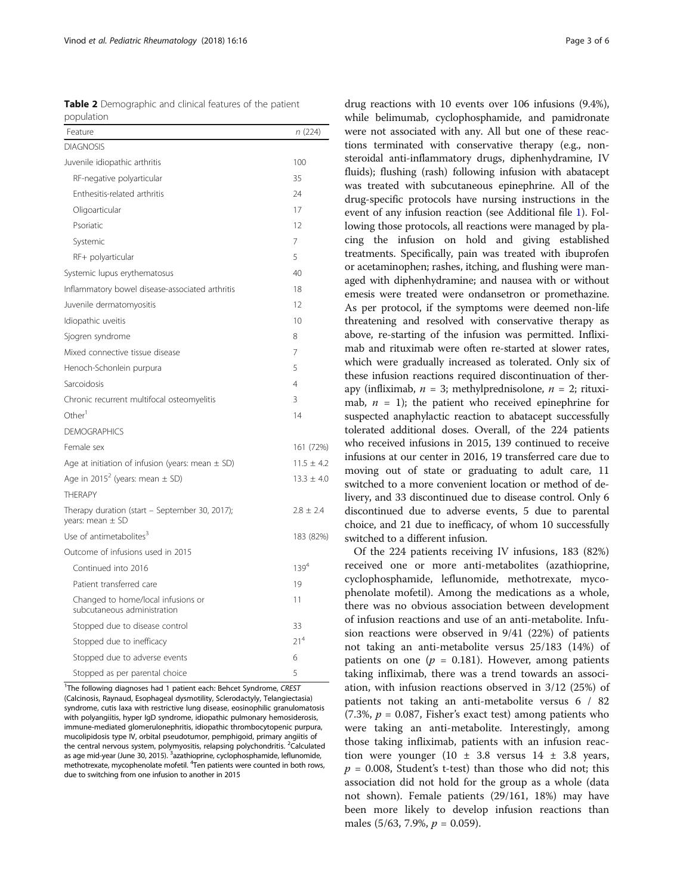**Table 2** Demographic and clinical features of the patient population

| Feature | n (224) |
|---|---|
| DIAGNOSIS | |
| Juvenile idiopathic arthritis | 100 |
| RF-negative polyarticular | 35 |
| Enthesitis-related arthritis | 24 |
| Oligoarticular | 17 |
| Psoriatic | 12 |
| Systemic | 7 |
| RF+ polyarticular | 5 |
| Systemic lupus erythematosus | 40 |
| Inflammatory bowel disease-associated arthritis | 18 |
| Juvenile dermatomyositis | 12 |
| Idiopathic uveitis | 10 |
| Sjogren syndrome | 8 |
| Mixed connective tissue disease | 7 |
| Henoch-Schonlein purpura | 5 |
| Sarcoidosis | 4 |
| Chronic recurrent multifocal osteomyelitis | 3 |
| Other[1] | 14 |
| DEMOGRAPHICS | |
| Female sex | 161 (72%) |
| Age at initiation of infusion (years: mean ± SD) | 11.5 ± 4.2 |
| Age in 2015[2] (years: mean ± SD) | 13.3 ± 4.0 |
| THERAPY | |
| Therapy duration (start – September 30, 2017); years: mean ± SD | 2.8 ± 2.4 |
| Use of antimetabolites[3] | 183 (82%) |
| Outcome of infusions used in 2015 | |
| Continued into 2016 | 139[4] |
| Patient transferred care | 19 |
| Changed to home/local infusions or subcutaneous administration | 11 |
| Stopped due to disease control | 33 |
| Stopped due to inefficacy | 21[4] |
| Stopped due to adverse events | 6 |
| Stopped as per parental choice | 5 |

[1]The following diagnoses had 1 patient each: Behcet Syndrome, *CREST* (Calcinosis, Raynaud, Esophageal dysmotility, Sclerodactyly, Telangiectasia) syndrome, cutis laxa with restrictive lung disease, eosinophilic granulomatosis with polyangiitis, hyper IgD syndrome, idiopathic pulmonary hemosiderosis, immune-mediated glomerulonephritis, idiopathic thrombocytopenic purpura, mucolipidosis type IV, orbital pseudotumor, pemphigoid, primary angiitis of the central nervous system, polymyositis, relapsing polychondritis. [2]Calculated as age mid-year (June 30, 2015). [3]azathioprine, cyclophosphamide, leflunomide, methotrexate, mycophenolate mofetil. [4]Ten patients were counted in both rows, due to switching from one infusion to another in 2015

drug reactions with 10 events over 106 infusions (9.4%), while belimumab, cyclophosphamide, and pamidronate were not associated with any. All but one of these reactions terminated with conservative therapy (e.g., non-steroidal anti-inflammatory drugs, diphenhydramine, IV fluids); flushing (rash) following infusion with abatacept was treated with subcutaneous epinephrine. All of the drug-specific protocols have nursing instructions in the event of any infusion reaction (see Additional file 1). Following those protocols, all reactions were managed by placing the infusion on hold and giving established treatments. Specifically, pain was treated with ibuprofen or acetaminophen; rashes, itching, and flushing were managed with diphenhydramine; and nausea with or without emesis were treated were ondansetron or promethazine. As per protocol, if the symptoms were deemed non-life threatening and resolved with conservative therapy as above, re-starting of the infusion was permitted. Infliximab and rituximab were often re-started at slower rates, which were gradually increased as tolerated. Only six of these infusion reactions required discontinuation of therapy (infliximab, $n = 3$; methylprednisolone, $n = 2$; rituximab, $n = 1$); the patient who received epinephrine for suspected anaphylactic reaction to abatacept successfully tolerated additional doses. Overall, of the 224 patients who received infusions in 2015, 139 continued to receive infusions at our center in 2016, 19 transferred care due to moving out of state or graduating to adult care, 11 switched to a more convenient location or method of delivery, and 33 discontinued due to disease control. Only 6 discontinued due to adverse events, 5 due to parental choice, and 21 due to inefficacy, of whom 10 successfully switched to a different infusion.

Of the 224 patients receiving IV infusions, 183 (82%) received one or more anti-metabolites (azathioprine, cyclophosphamide, leflunomide, methotrexate, mycophenolate mofetil). Among the medications as a whole, there was no obvious association between development of infusion reactions and use of an anti-metabolite. Infusion reactions were observed in 9/41 (22%) of patients not taking an anti-metabolite versus 25/183 (14%) of patients on one ($p = 0.181$). However, among patients taking infliximab, there was a trend towards an association, with infusion reactions observed in 3/12 (25%) of patients not taking an anti-metabolite versus 6 / 82 (7.3%, $p = 0.087$, Fisher's exact test) among patients who were taking an anti-metabolite. Interestingly, among those taking infliximab, patients with an infusion reaction were younger (10 ± 3.8 versus 14 ± 3.8 years, $p = 0.008$, Student's t-test) than those who did not; this association did not hold for the group as a whole (data not shown). Female patients (29/161, 18%) may have been more likely to develop infusion reactions than males (5/63, 7.9%, $p = 0.059$).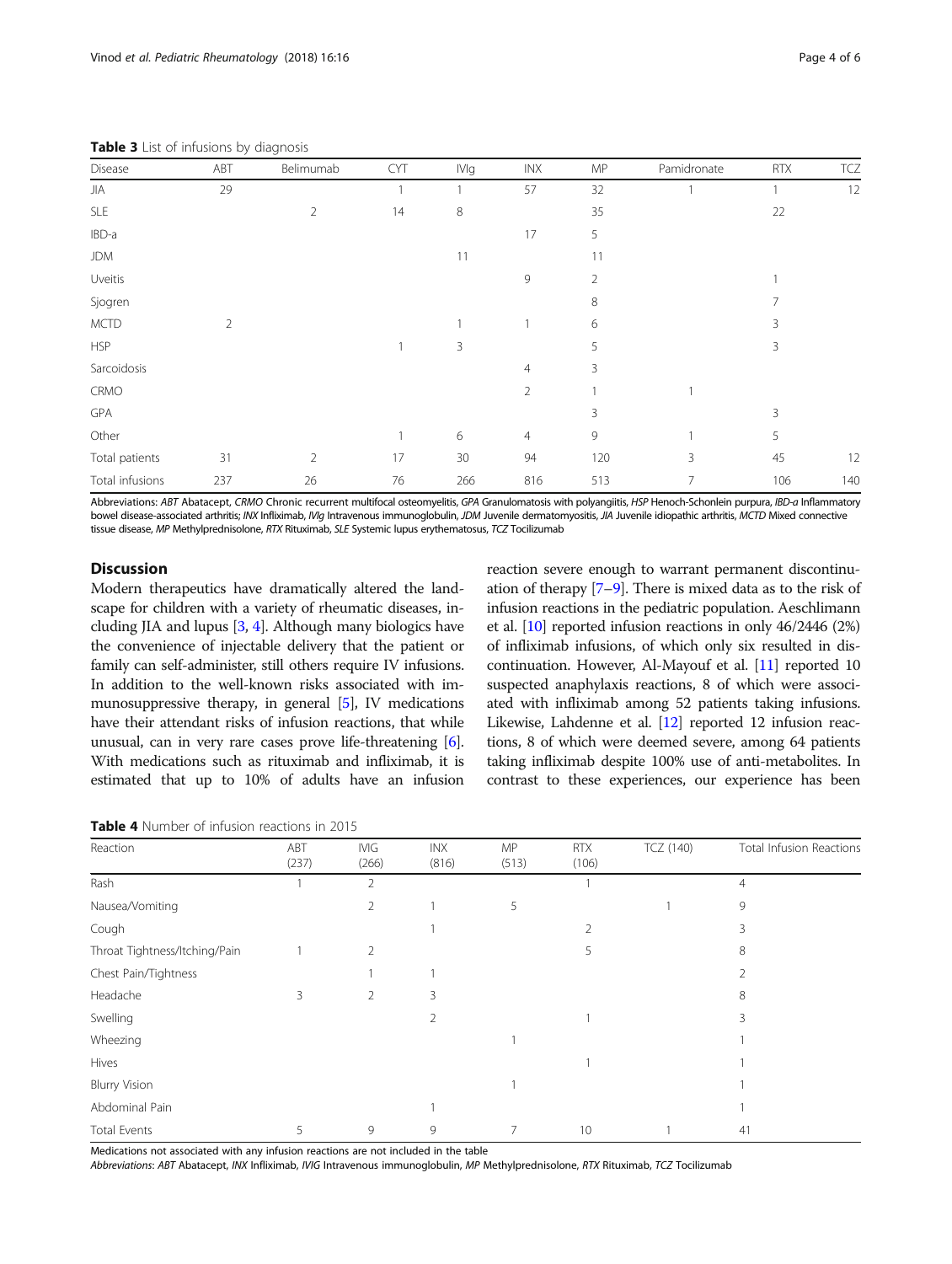**Table 3** List of infusions by diagnosis

| Disease | ABT | Belimumab | CYT | IVIg | INX | MP | Pamidronate | RTX | TCZ |
|---|---|---|---|---|---|---|---|---|---|
| JIA | 29 | | 1 | 1 | 57 | 32 | 1 | 1 | 12 |
| SLE | | 2 | 14 | 8 | | 35 | | 22 | |
| IBD-a | | | | | 17 | 5 | | | |
| JDM | | | | 11 | | 11 | | | |
| Uveitis | | | | | 9 | 2 | | 1 | |
| Sjogren | | | | | | 8 | | 7 | |
| MCTD | 2 | | | 1 | 1 | 6 | | 3 | |
| HSP | | | 1 | 3 | | 5 | | 3 | |
| Sarcoidosis | | | | | 4 | 3 | | | |
| CRMO | | | | | 2 | 1 | 1 | | |
| GPA | | | | | | 3 | | 3 | |
| Other | | | 1 | 6 | 4 | 9 | 1 | 5 | |
| Total patients | 31 | 2 | 17 | 30 | 94 | 120 | 3 | 45 | 12 |
| Total infusions | 237 | 26 | 76 | 266 | 816 | 513 | 7 | 106 | 140 |

Abbreviations: *ABT* Abatacept, *CRMO* Chronic recurrent multifocal osteomyelitis, *GPA* Granulomatosis with polyangiitis, *HSP* Henoch-Schonlein purpura, *IBD-a* Inflammatory bowel disease-associated arthritis; *INX* Infliximab, *IVIg* Intravenous immunoglobulin, *JDM* Juvenile dermatomyositis, *JIA* Juvenile idiopathic arthritis, *MCTD* Mixed connective tissue disease, *MP* Methylprednisolone, *RTX* Rituximab, *SLE* Systemic lupus erythematosus, *TCZ* Tocilizumab

## Discussion

Modern therapeutics have dramatically altered the landscape for children with a variety of rheumatic diseases, including JIA and lupus [3, 4]. Although many biologics have the convenience of injectable delivery that the patient or family can self-administer, still others require IV infusions. In addition to the well-known risks associated with immunosuppressive therapy, in general [5], IV medications have their attendant risks of infusion reactions, that while unusual, can in very rare cases prove life-threatening [6]. With medications such as rituximab and infliximab, it is estimated that up to 10% of adults have an infusion reaction severe enough to warrant permanent discontinuation of therapy [7–9]. There is mixed data as to the risk of infusion reactions in the pediatric population. Aeschlimann et al. [10] reported infusion reactions in only 46/2446 (2%) of infliximab infusions, of which only six resulted in discontinuation. However, Al-Mayouf et al. [11] reported 10 suspected anaphylaxis reactions, 8 of which were associated with infliximab among 52 patients taking infusions. Likewise, Lahdenne et al. [12] reported 12 infusion reactions, 8 of which were deemed severe, among 64 patients taking infliximab despite 100% use of anti-metabolites. In contrast to these experiences, our experience has been

**Table 4** Number of infusion reactions in 2015

| Reaction | ABT (237) | IVIG (266) | INX (816) | MP (513) | RTX (106) | TCZ (140) | Total Infusion Reactions |
|---|---|---|---|---|---|---|---|
| Rash | 1 | 2 | | | 1 | | 4 |
| Nausea/Vomiting | | 2 | 1 | 5 | | 1 | 9 |
| Cough | | | 1 | | 2 | | 3 |
| Throat Tightness/Itching/Pain | 1 | 2 | | | 5 | | 8 |
| Chest Pain/Tightness | | 1 | 1 | | | | 2 |
| Headache | 3 | 2 | 3 | | | | 8 |
| Swelling | | | 2 | | 1 | | 3 |
| Wheezing | | | | 1 | | | 1 |
| Hives | | | | | 1 | | 1 |
| Blurry Vision | | | | 1 | | | 1 |
| Abdominal Pain | | | 1 | | | | 1 |
| Total Events | 5 | 9 | 9 | 7 | 10 | 1 | 41 |

Medications not associated with any infusion reactions are not included in the table

*Abbreviations*: *ABT* Abatacept, *INX* Infliximab, *IVIG* Intravenous immunoglobulin, *MP* Methylprednisolone, *RTX* Rituximab, *TCZ* Tocilizumab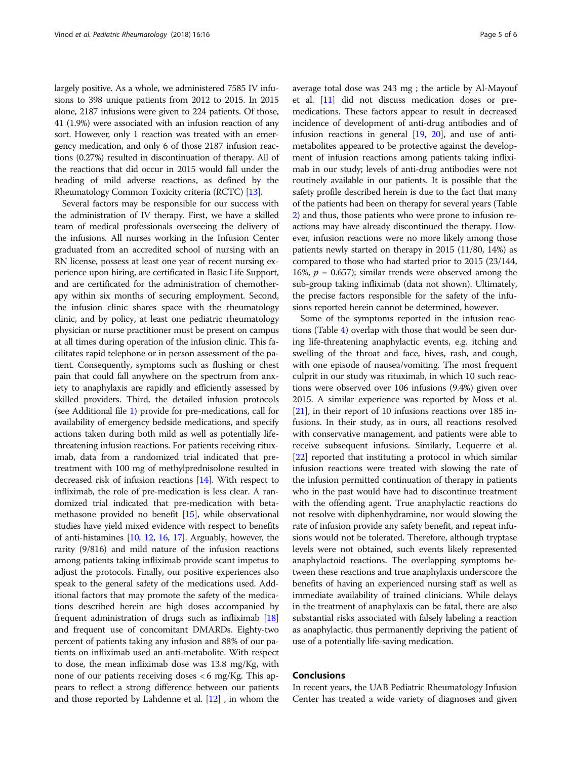largely positive. As a whole, we administered 7585 IV infusions to 398 unique patients from 2012 to 2015. In 2015 alone, 2187 infusions were given to 224 patients. Of those, 41 (1.9%) were associated with an infusion reaction of any sort. However, only 1 reaction was treated with an emergency medication, and only 6 of those 2187 infusion reactions (0.27%) resulted in discontinuation of therapy. All of the reactions that did occur in 2015 would fall under the heading of mild adverse reactions, as defined by the Rheumatology Common Toxicity criteria (RCTC) [13].

Several factors may be responsible for our success with the administration of IV therapy. First, we have a skilled team of medical professionals overseeing the delivery of the infusions. All nurses working in the Infusion Center graduated from an accredited school of nursing with an RN license, possess at least one year of recent nursing experience upon hiring, are certificated in Basic Life Support, and are certificated for the administration of chemotherapy within six months of securing employment. Second, the infusion clinic shares space with the rheumatology clinic, and by policy, at least one pediatric rheumatology physician or nurse practitioner must be present on campus at all times during operation of the infusion clinic. This facilitates rapid telephone or in person assessment of the patient. Consequently, symptoms such as flushing or chest pain that could fall anywhere on the spectrum from anxiety to anaphylaxis are rapidly and efficiently assessed by skilled providers. Third, the detailed infusion protocols (see Additional file 1) provide for pre-medications, call for availability of emergency bedside medications, and specify actions taken during both mild as well as potentially life-threatening infusion reactions. For patients receiving rituximab, data from a randomized trial indicated that pre-treatment with 100 mg of methylprednisolone resulted in decreased risk of infusion reactions [14]. With respect to infliximab, the role of pre-medication is less clear. A randomized trial indicated that pre-medication with betamethasone provided no benefit [15], while observational studies have yield mixed evidence with respect to benefits of anti-histamines [10, 12, 16, 17]. Arguably, however, the rarity (9/816) and mild nature of the infusion reactions among patients taking infliximab provide scant impetus to adjust the protocols. Finally, our positive experiences also speak to the general safety of the medications used. Additional factors that may promote the safety of the medications described herein are high doses accompanied by frequent administration of drugs such as infliximab [18] and frequent use of concomitant DMARDs. Eighty-two percent of patients taking any infusion and 88% of our patients on infliximab used an anti-metabolite. With respect to dose, the mean infliximab dose was 13.8 mg/Kg, with none of our patients receiving doses < 6 mg/Kg. This appears to reflect a strong difference between our patients and those reported by Lahdenne et al. [12] , in whom the average total dose was 243 mg ; the article by Al-Mayouf et al. [11] did not discuss medication doses or pre-medications. These factors appear to result in decreased incidence of development of anti-drug antibodies and of infusion reactions in general [19, 20], and use of anti-metabolites appeared to be protective against the development of infusion reactions among patients taking infliximab in our study; levels of anti-drug antibodies were not routinely available in our patients. It is possible that the safety profile described herein is due to the fact that many of the patients had been on therapy for several years (Table 2) and thus, those patients who were prone to infusion reactions may have already discontinued the therapy. However, infusion reactions were no more likely among those patients newly started on therapy in 2015 (11/80, 14%) as compared to those who had started prior to 2015 (23/144, 16%, $p$ = 0.657); similar trends were observed among the sub-group taking infliximab (data not shown). Ultimately, the precise factors responsible for the safety of the infusions reported herein cannot be determined, however.

Some of the symptoms reported in the infusion reactions (Table 4) overlap with those that would be seen during life-threatening anaphylactic events, e.g. itching and swelling of the throat and face, hives, rash, and cough, with one episode of nausea/vomiting. The most frequent culprit in our study was rituximab, in which 10 such reactions were observed over 106 infusions (9.4%) given over 2015. A similar experience was reported by Moss et al. [21], in their report of 10 infusions reactions over 185 infusions. In their study, as in ours, all reactions resolved with conservative management, and patients were able to receive subsequent infusions. Similarly, Lequerre et al. [22] reported that instituting a protocol in which similar infusion reactions were treated with slowing the rate of the infusion permitted continuation of therapy in patients who in the past would have had to discontinue treatment with the offending agent. True anaphylactic reactions do not resolve with diphenhydramine, nor would slowing the rate of infusion provide any safety benefit, and repeat infusions would not be tolerated. Therefore, although tryptase levels were not obtained, such events likely represented anaphylactoid reactions. The overlapping symptoms between these reactions and true anaphylaxis underscore the benefits of having an experienced nursing staff as well as immediate availability of trained clinicians. While delays in the treatment of anaphylaxis can be fatal, there are also substantial risks associated with falsely labeling a reaction as anaphylactic, thus permanently depriving the patient of use of a potentially life-saving medication.

## Conclusions

In recent years, the UAB Pediatric Rheumatology Infusion Center has treated a wide variety of diagnoses and given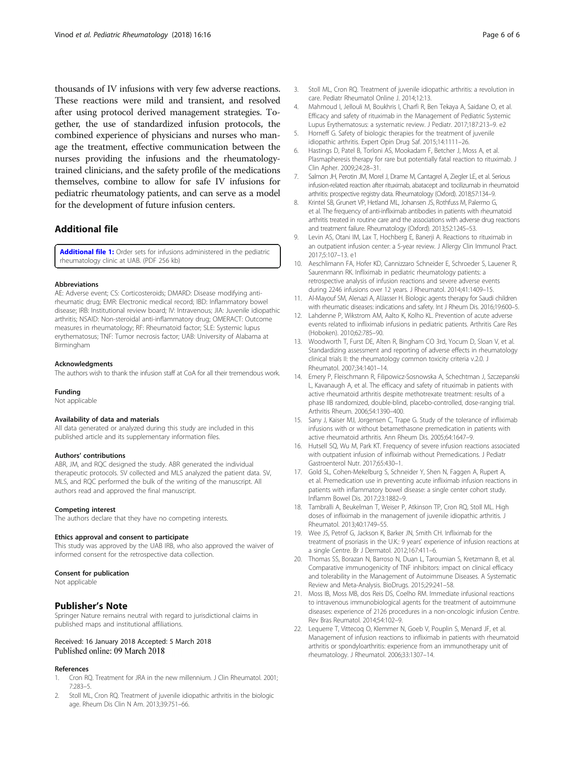thousands of IV infusions with very few adverse reactions. These reactions were mild and transient, and resolved after using protocol derived management strategies. Together, the use of standardized infusion protocols, the combined experience of physicians and nurses who manage the treatment, effective communication between the nurses providing the infusions and the rheumatology-trained clinicians, and the safety profile of the medications themselves, combine to allow for safe IV infusions for pediatric rheumatology patients, and can serve as a model for the development of future infusion centers.

## Additional file

**Additional file 1:** Order sets for infusions administered in the pediatric rheumatology clinic at UAB. (PDF 256 kb)

#### Abbreviations

AE: Adverse event; CS: Corticosteroids; DMARD: Disease modifying anti-rheumatic drug; EMR: Electronic medical record; IBD: Inflammatory bowel disease; IRB: Institutional review board; IV: Intravenous; JIA: Juvenile idiopathic arthritis; NSAID: Non-steroidal anti-inflammatory drug; OMERACT: Outcome measures in rheumatology; RF: Rheumatoid factor; SLE: Systemic lupus erythematosus; TNF: Tumor necrosis factor; UAB: University of Alabama at Birmingham

#### Acknowledgments

The authors wish to thank the infusion staff at CoA for all their tremendous work.

#### Funding

Not applicable

#### Availability of data and materials

All data generated or analyzed during this study are included in this published article and its supplementary information files.

#### Authors' contributions

ABR, JM, and RQC designed the study. ABR generated the individual therapeutic protocols. SV collected and MLS analyzed the patient data. SV, MLS, and RQC performed the bulk of the writing of the manuscript. All authors read and approved the final manuscript.

#### Competing interest

The authors declare that they have no competing interests.

#### Ethics approval and consent to participate

This study was approved by the UAB IRB, who also approved the waiver of informed consent for the retrospective data collection.

#### Consent for publication

Not applicable

## Publisher's Note

Springer Nature remains neutral with regard to jurisdictional claims in published maps and institutional affiliations.

Received: 16 January 2018 Accepted: 5 March 2018
Published online: 09 March 2018

#### References

1. Cron RQ. Treatment for JRA in the new millennium. J Clin Rheumatol. 2001; 7:283–5.
2. Stoll ML, Cron RQ. Treatment of juvenile idiopathic arthritis in the biologic age. Rheum Dis Clin N Am. 2013;39:751–66.
3. Stoll ML, Cron RQ. Treatment of juvenile idiopathic arthritis: a revolution in care. Pediatr Rheumatol Online J. 2014;12:13.
4. Mahmoud I, Jellouli M, Boukhris I, Charfi R, Ben Tekaya A, Saidane O, et al. Efficacy and safety of rituximab in the Management of Pediatric Systemic Lupus Erythematosus: a systematic review. J Pediatr. 2017;187:213–9. e2
5. Horneff G. Safety of biologic therapies for the treatment of juvenile idiopathic arthritis. Expert Opin Drug Saf. 2015;14:1111–26.
6. Hastings D, Patel B, Torloni AS, Mookadam F, Betcher J, Moss A, et al. Plasmapheresis therapy for rare but potentially fatal reaction to rituximab. J Clin Apher. 2009;24:28–31.
7. Salmon JH, Perotin JM, Morel J, Drame M, Cantagrel A, Ziegler LE, et al. Serious infusion-related reaction after rituximab, abatacept and tocilizumab in rheumatoid arthritis: prospective registry data. Rheumatology (Oxford). 2018;57:134–9.
8. Krintel SB, Grunert VP, Hetland ML, Johansen JS, Rothfuss M, Palermo G, et al. The frequency of anti-infliximab antibodies in patients with rheumatoid arthritis treated in routine care and the associations with adverse drug reactions and treatment failure. Rheumatology (Oxford). 2013;52:1245–53.
9. Levin AS, Otani IM, Lax T, Hochberg E, Banerji A. Reactions to rituximab in an outpatient infusion center: a 5-year review. J Allergy Clin Immunol Pract. 2017;5:107–13. e1
10. Aeschlimann FA, Hofer KD, Cannizzaro Schneider E, Schroeder S, Lauener R, Saurenmann RK. Infliximab in pediatric rheumatology patients: a retrospective analysis of infusion reactions and severe adverse events during 2246 infusions over 12 years. J Rheumatol. 2014;41:1409–15.
11. Al-Mayouf SM, Alenazi A, AlJasser H. Biologic agents therapy for Saudi children with rheumatic diseases: indications and safety. Int J Rheum Dis. 2016;19:600–5.
12. Lahdenne P, Wikstrom AM, Aalto K, Kolho KL. Prevention of acute adverse events related to infliximab infusions in pediatric patients. Arthritis Care Res (Hoboken). 2010;62:785–90.
13. Woodworth T, Furst DE, Alten R, Bingham CO 3rd, Yocum D, Sloan V, et al. Standardizing assessment and reporting of adverse effects in rheumatology clinical trials II: the rheumatology common toxicity criteria v.2.0. J Rheumatol. 2007;34:1401–14.
14. Emery P, Fleischmann R, Filipowicz-Sosnowska A, Schechtman J, Szczepanski L, Kavanaugh A, et al. The efficacy and safety of rituximab in patients with active rheumatoid arthritis despite methotrexate treatment: results of a phase IIB randomized, double-blind, placebo-controlled, dose-ranging trial. Arthritis Rheum. 2006;54:1390–400.
15. Sany J, Kaiser MJ, Jorgensen C, Trape G. Study of the tolerance of infliximab infusions with or without betamethasone premedication in patients with active rheumatoid arthritis. Ann Rheum Dis. 2005;64:1647–9.
16. Hutsell SQ, Wu M, Park KT. Frequency of severe infusion reactions associated with outpatient infusion of infliximab without Premedications. J Pediatr Gastroenterol Nutr. 2017;65:430–1.
17. Gold SL, Cohen-Mekelburg S, Schneider Y, Shen N, Faggen A, Rupert A, et al. Premedication use in preventing acute infliximab infusion reactions in patients with inflammatory bowel disease: a single center cohort study. Inflamm Bowel Dis. 2017;23:1882–9.
18. Tambralli A, Beukelman T, Weiser P, Atkinson TP, Cron RQ, Stoll ML. High doses of infliximab in the management of juvenile idiopathic arthritis. J Rheumatol. 2013;40:1749–55.
19. Wee JS, Petrof G, Jackson K, Barker JN, Smith CH. Infliximab for the treatment of psoriasis in the U.K.: 9 years' experience of infusion reactions at a single Centre. Br J Dermatol. 2012;167:411–6.
20. Thomas SS, Borazan N, Barroso N, Duan L, Taroumian S, Kretzmann B, et al. Comparative immunogenicity of TNF inhibitors: impact on clinical efficacy and tolerability in the Management of Autoimmune Diseases. A Systematic Review and Meta-Analysis. BioDrugs. 2015;29:241–58.
21. Moss IB, Moss MB, dos Reis DS, Coelho RM. Immediate infusional reactions to intravenous immunobiological agents for the treatment of autoimmune diseases: experience of 2126 procedures in a non-oncologic infusion Centre. Rev Bras Reumatol. 2014;54:102–9.
22. Lequerre T, Vittecoq O, Klemmer N, Goeb V, Pouplin S, Menard JF, et al. Management of infusion reactions to infliximab in patients with rheumatoid arthritis or spondyloarthritis: experience from an immunotherapy unit of rheumatology. J Rheumatol. 2006;33:1307–14.